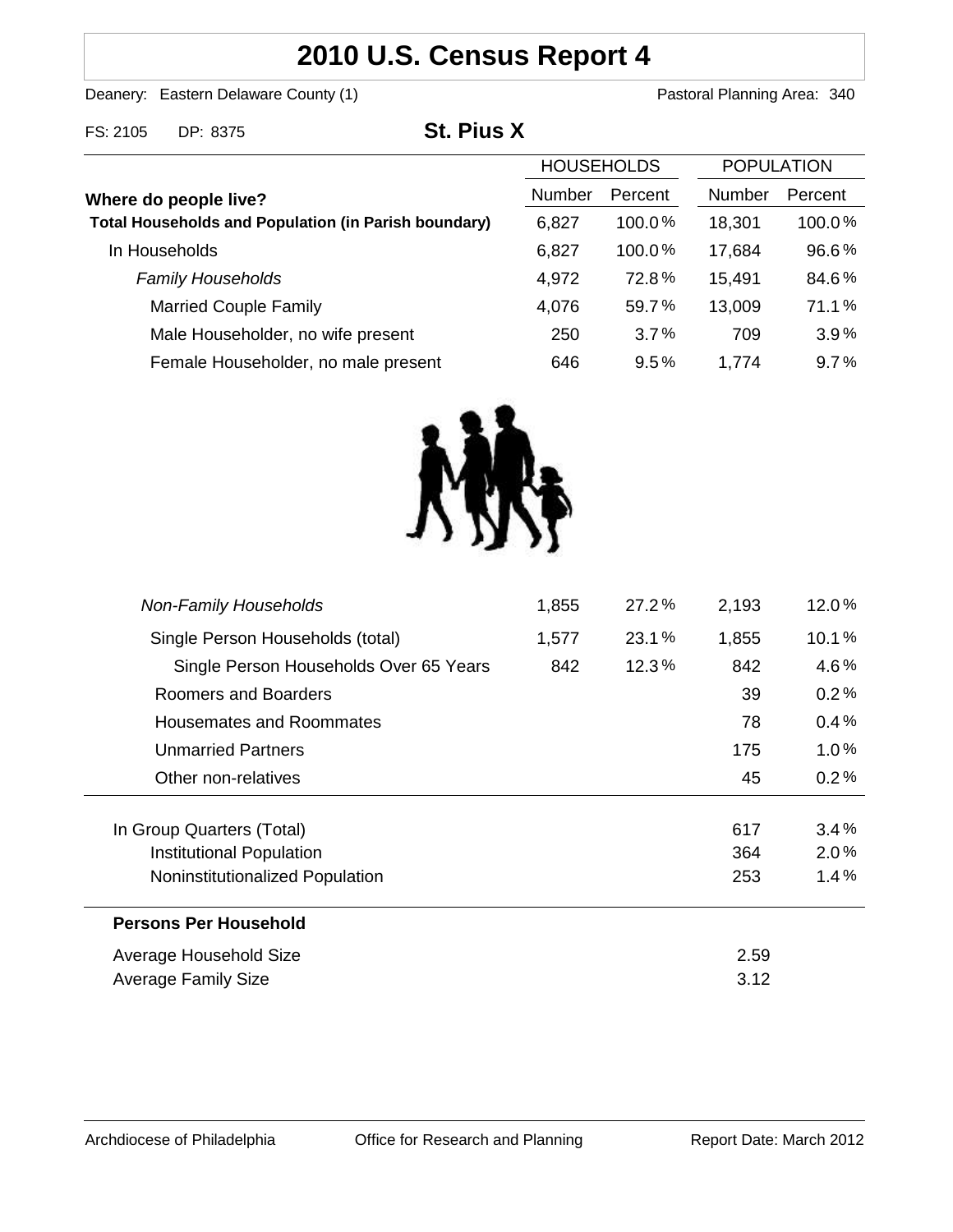# 2010 U.S. Census Report 4

Deanery: Eastern Delaware County (1)

Pastoral Planning Area: 340

FS: 2105 DP: 8375

## St. Pius X

| Where do people live? | HOUSEHOLDS | | POPULATION | |
|---|---|---|---|---|
| | Number | Percent | Number | Percent |
| **Total Households and Population (in Parish boundary)** | 6,827 | 100.0 % | 18,301 | 100.0 % |
| In Households | 6,827 | 100.0 % | 17,684 | 96.6 % |
| *Family Households* | 4,972 | 72.8 % | 15,491 | 84.6 % |
| Married Couple Family | 4,076 | 59.7 % | 13,009 | 71.1 % |
| Male Householder, no wife present | 250 | 3.7 % | 709 | 3.9 % |
| Female Householder, no male present | 646 | 9.5 % | 1,774 | 9.7 % |
| *Non-Family Households* | 1,855 | 27.2 % | 2,193 | 12.0 % |
| Single Person Households (total) | 1,577 | 23.1 % | 1,855 | 10.1 % |
| Single Person Households Over 65 Years | 842 | 12.3 % | 842 | 4.6 % |
| Roomers and Boarders | | | 39 | 0.2 % |
| Housemates and Roommates | | | 78 | 0.4 % |
| Unmarried Partners | | | 175 | 1.0 % |
| Other non-relatives | | | 45 | 0.2 % |
| In Group Quarters (Total) | | | 617 | 3.4 % |
| Institutional Population | | | 364 | 2.0 % |
| Noninstitutionalized Population | | | 253 | 1.4 % |

**Persons Per Household**

| | |
|---|---|
| Average Household Size | 2.59 |
| Average Family Size | 3.12 |

Archdiocese of Philadelphia — Office for Research and Planning — Report Date: March 2012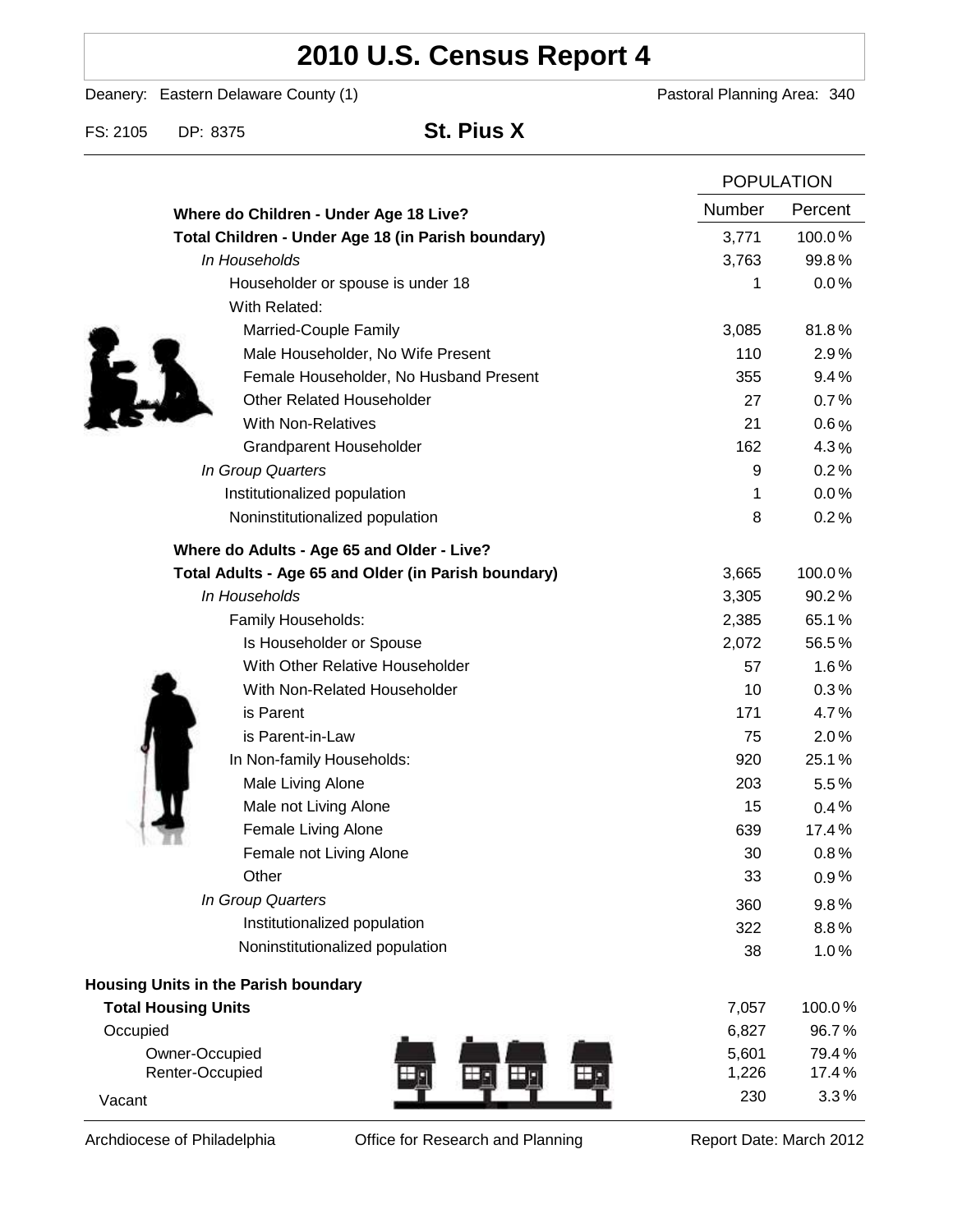# 2010 U.S. Census Report 4

Deanery: Eastern Delaware County (1) Pastoral Planning Area: 340

FS: 2105 DP: 8375 **St. Pius X**

| | POPULATION | |
|---|---|---|
| | Number | Percent |
| **Where do Children - Under Age 18 Live?** | | |
| **Total Children - Under Age 18 (in Parish boundary)** | 3,771 | 100.0% |
| *In Households* | 3,763 | 99.8% |
| Householder or spouse is under 18 | 1 | 0.0% |
| With Related: | | |
| Married-Couple Family | 3,085 | 81.8% |
| Male Householder, No Wife Present | 110 | 2.9% |
| Female Householder, No Husband Present | 355 | 9.4% |
| Other Related Householder | 27 | 0.7% |
| With Non-Relatives | 21 | 0.6% |
| Grandparent Householder | 162 | 4.3% |
| *In Group Quarters* | 9 | 0.2% |
| Institutionalized population | 1 | 0.0% |
| Noninstitutionalized population | 8 | 0.2% |
| **Where do Adults - Age 65 and Older - Live?** | | |
| **Total Adults - Age 65 and Older (in Parish boundary)** | 3,665 | 100.0% |
| *In Households* | 3,305 | 90.2% |
| Family Households: | 2,385 | 65.1% |
| Is Householder or Spouse | 2,072 | 56.5% |
| With Other Relative Householder | 57 | 1.6% |
| With Non-Related Householder | 10 | 0.3% |
| is Parent | 171 | 4.7% |
| is Parent-in-Law | 75 | 2.0% |
| In Non-family Households: | 920 | 25.1% |
| Male Living Alone | 203 | 5.5% |
| Male not Living Alone | 15 | 0.4% |
| Female Living Alone | 639 | 17.4% |
| Female not Living Alone | 30 | 0.8% |
| Other | 33 | 0.9% |
| *In Group Quarters* | 360 | 9.8% |
| Institutionalized population | 322 | 8.8% |
| Noninstitutionalized population | 38 | 1.0% |
| **Housing Units in the Parish boundary** | | |
| **Total Housing Units** | 7,057 | 100.0% |
| Occupied | 6,827 | 96.7% |
| Owner-Occupied | 5,601 | 79.4% |
| Renter-Occupied | 1,226 | 17.4% |
| Vacant | 230 | 3.3% |

Archdiocese of Philadelphia Office for Research and Planning Report Date: March 2012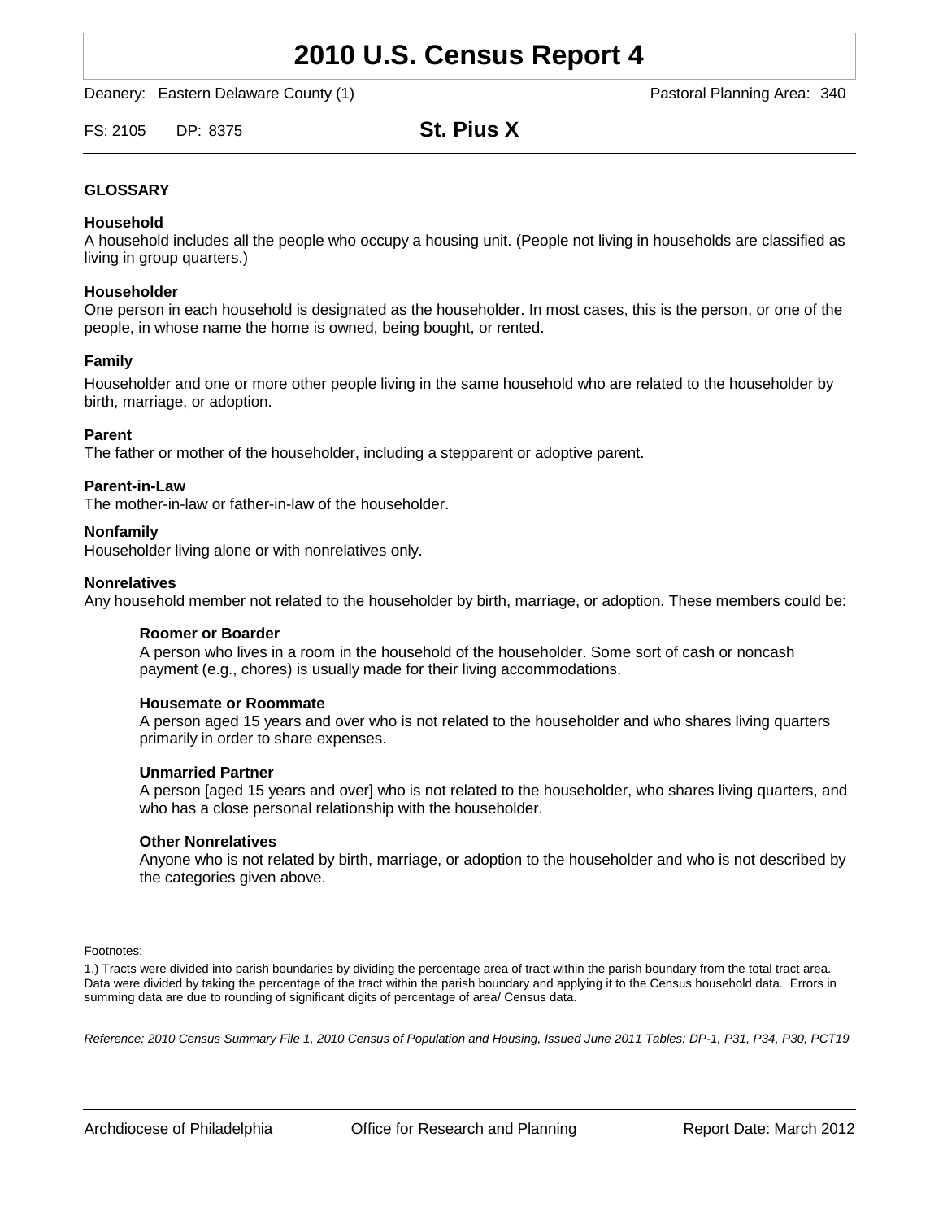# 2010 U.S. Census Report 4

Deanery: Eastern Delaware County (1) Pastoral Planning Area: 340

FS: 2105 DP: 8375

## St. Pius X

### GLOSSARY

**Household**
A household includes all the people who occupy a housing unit. (People not living in households are classified as living in group quarters.)

**Householder**
One person in each household is designated as the householder. In most cases, this is the person, or one of the people, in whose name the home is owned, being bought, or rented.

**Family**
Householder and one or more other people living in the same household who are related to the householder by birth, marriage, or adoption.

**Parent**
The father or mother of the householder, including a stepparent or adoptive parent.

**Parent-in-Law**
The mother-in-law or father-in-law of the householder.

**Nonfamily**
Householder living alone or with nonrelatives only.

**Nonrelatives**
Any household member not related to the householder by birth, marriage, or adoption. These members could be:

> **Roomer or Boarder**
> A person who lives in a room in the household of the householder. Some sort of cash or noncash payment (e.g., chores) is usually made for their living accommodations.
>
> **Housemate or Roommate**
> A person aged 15 years and over who is not related to the householder and who shares living quarters primarily in order to share expenses.
>
> **Unmarried Partner**
> A person [aged 15 years and over] who is not related to the householder, who shares living quarters, and who has a close personal relationship with the householder.
>
> **Other Nonrelatives**
> Anyone who is not related by birth, marriage, or adoption to the householder and who is not described by the categories given above.

Footnotes:

1.) Tracts were divided into parish boundaries by dividing the percentage area of tract within the parish boundary from the total tract area. Data were divided by taking the percentage of the tract within the parish boundary and applying it to the Census household data. Errors in summing data are due to rounding of significant digits of percentage of area/ Census data.

*Reference: 2010 Census Summary File 1, 2010 Census of Population and Housing, Issued June 2011 Tables: DP-1, P31, P34, P30, PCT19*

Archdiocese of Philadelphia Office for Research and Planning Report Date: March 2012